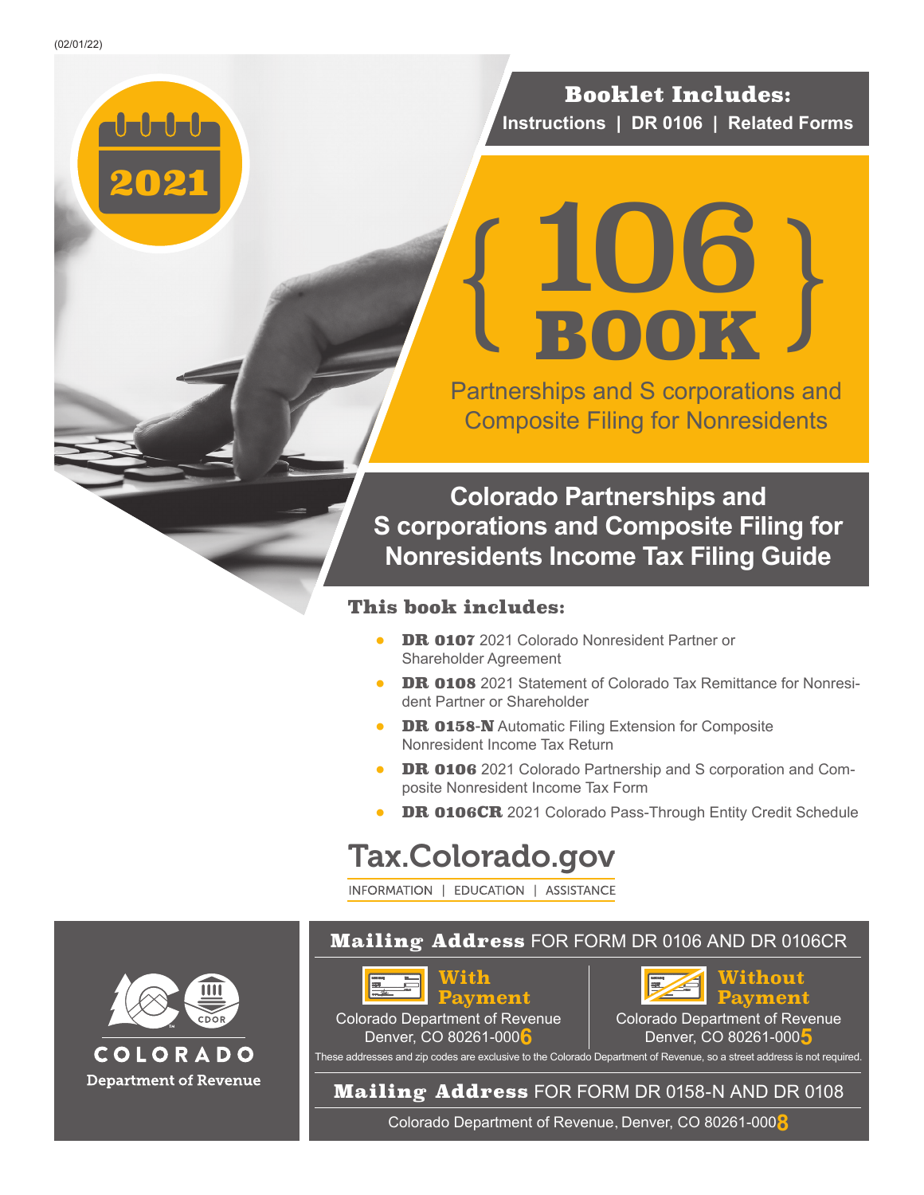(02/01/22)

2021

**Booklet Includes:**

Instructions | DR 0106 | Related Forms

# 106 BOOK

Partnerships and S corporations and Composite Filing for Nonresidents

## Colorado Partnerships and S corporations and Composite Filing for Nonresidents Income Tax Filing Guide

### This book includes:

- **DR 0107** 2021 Colorado Nonresident Partner or Shareholder Agreement
- **DR 0108** 2021 Statement of Colorado Tax Remittance for Nonresident Partner or Shareholder
- **DR 0158-N** Automatic Filing Extension for Composite Nonresident Income Tax Return
- **DR 0106** 2021 Colorado Partnership and S corporation and Composite Nonresident Income Tax Form
- **DR 0106CR** 2021 Colorado Pass-Through Entity Credit Schedule

Tax.Colorado.gov

INFORMATION | EDUCATION | ASSISTANCE

COLORADO Department of Revenue

**Mailing Address** FOR FORM DR 0106 AND DR 0106CR

**With Payment**
Colorado Department of Revenue
Denver, CO 80261-0006

**Without Payment**
Colorado Department of Revenue
Denver, CO 80261-0005

These addresses and zip codes are exclusive to the Colorado Department of Revenue, so a street address is not required.

**Mailing Address** FOR FORM DR 0158-N AND DR 0108

Colorado Department of Revenue, Denver, CO 80261-0008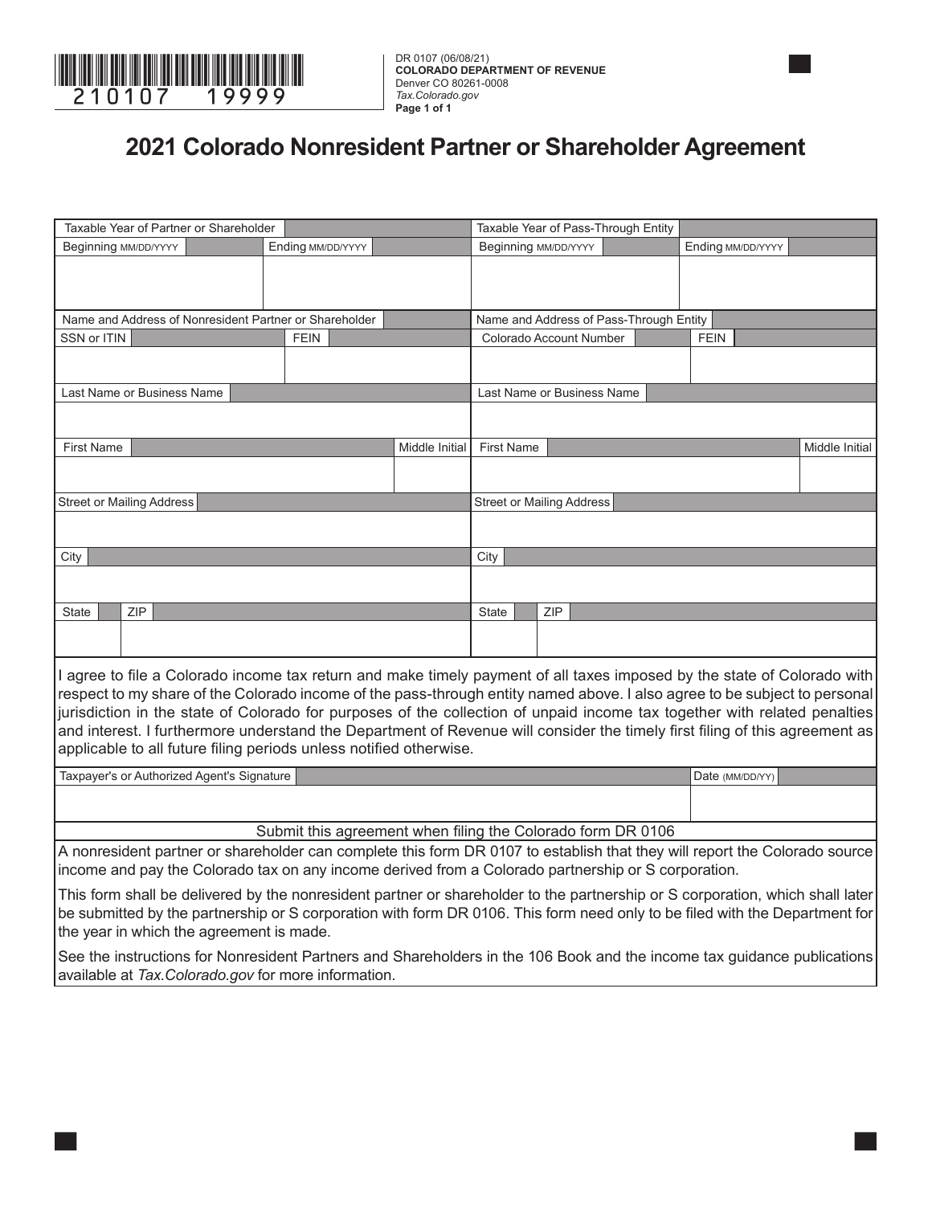210107 19999

DR 0107 (06/08/21)
**COLORADO DEPARTMENT OF REVENUE**
Denver CO 80261-0008
*Tax.Colorado.gov*

# 2021 Colorado Nonresident Partner or Shareholder Agreement

| Taxable Year of Partner or Shareholder | | Taxable Year of Pass-Through Entity | |
|---|---|---|---|
| Beginning MM/DD/YYYY | Ending MM/DD/YYYY | Beginning MM/DD/YYYY | Ending MM/DD/YYYY |
| | | | |
| **Name and Address of Nonresident Partner or Shareholder** | | **Name and Address of Pass-Through Entity** | |
| SSN or ITIN | FEIN | Colorado Account Number | FEIN |
| | | | |
| Last Name or Business Name | | Last Name or Business Name | |
| | | | |
| First Name | Middle Initial | First Name | Middle Initial |
| | | | |
| Street or Mailing Address | | Street or Mailing Address | |
| | | | |
| City | | City | |
| | | | |
| State | ZIP | State | ZIP |
| | | | |

I agree to file a Colorado income tax return and make timely payment of all taxes imposed by the state of Colorado with respect to my share of the Colorado income of the pass-through entity named above. I also agree to be subject to personal jurisdiction in the state of Colorado for purposes of the collection of unpaid income tax together with related penalties and interest. I furthermore understand the Department of Revenue will consider the timely first filing of this agreement as applicable to all future filing periods unless notified otherwise.

| Taxpayer's or Authorized Agent's Signature | Date (MM/DD/YY) |
|---|---|
| | |

Submit this agreement when filing the Colorado form DR 0106

A nonresident partner or shareholder can complete this form DR 0107 to establish that they will report the Colorado source income and pay the Colorado tax on any income derived from a Colorado partnership or S corporation.

This form shall be delivered by the nonresident partner or shareholder to the partnership or S corporation, which shall later be submitted by the partnership or S corporation with form DR 0106. This form need only to be filed with the Department for the year in which the agreement is made.

See the instructions for Nonresident Partners and Shareholders in the 106 Book and the income tax guidance publications available at *Tax.Colorado.gov* for more information.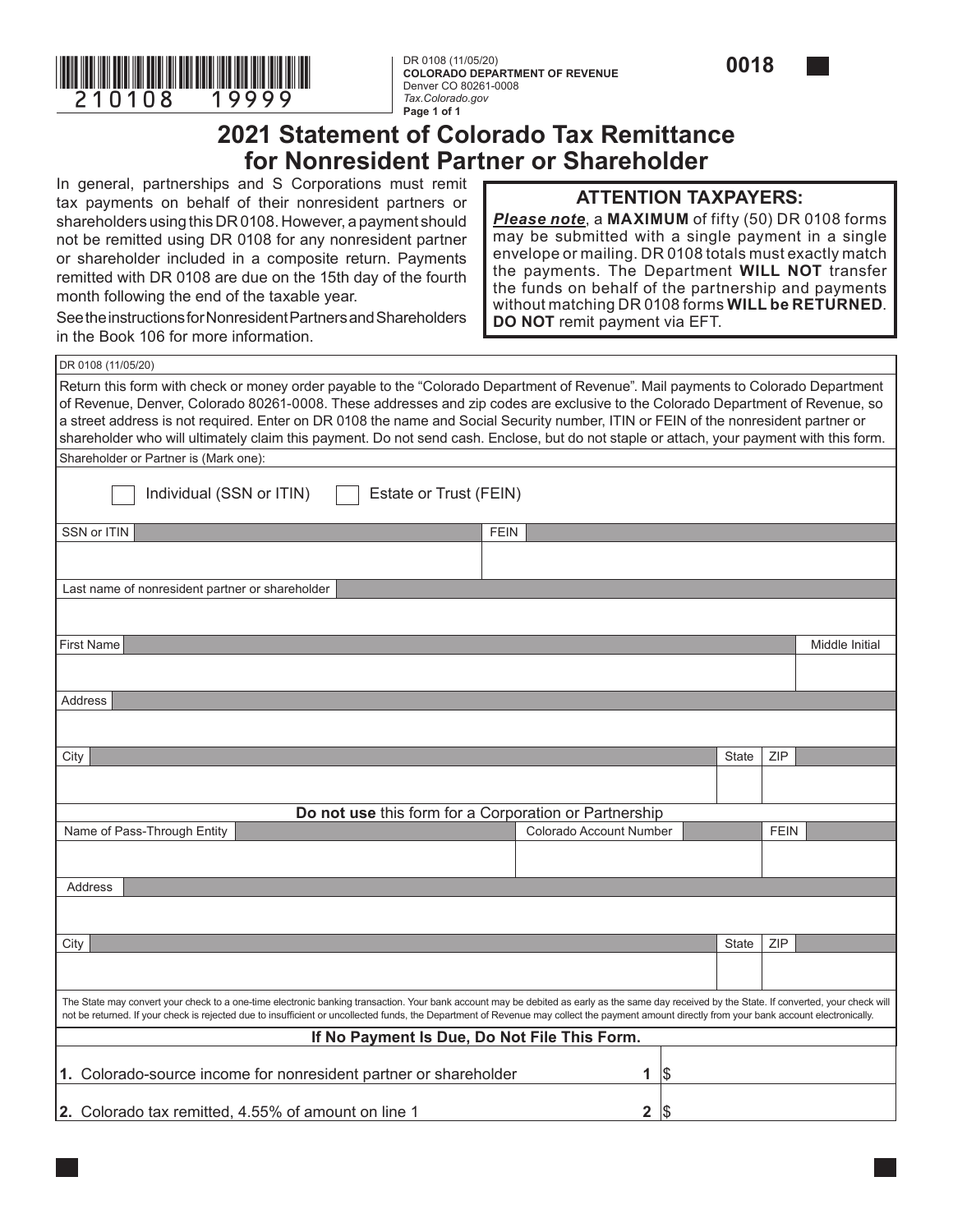210108 19999

DR 0108 (11/05/20)
**COLORADO DEPARTMENT OF REVENUE**
Denver CO 80261-0008
*Tax.Colorado.gov*
**Page 1 of 1**

**0018**

# 2021 Statement of Colorado Tax Remittance for Nonresident Partner or Shareholder

In general, partnerships and S Corporations must remit tax payments on behalf of their nonresident partners or shareholders using this DR 0108. However, a payment should not be remitted using DR 0108 for any nonresident partner or shareholder included in a composite return. Payments remitted with DR 0108 are due on the 15th day of the fourth month following the end of the taxable year.

See the instructions for Nonresident Partners and Shareholders in the Book 106 for more information.

> **ATTENTION TAXPAYERS:**
>
> ***Please note***, a **MAXIMUM** of fifty (50) DR 0108 forms may be submitted with a single payment in a single envelope or mailing. DR 0108 totals must exactly match the payments. The Department **WILL NOT** transfer the funds on behalf of the partnership and payments without matching DR 0108 forms **WILL be RETURNED**. **DO NOT** remit payment via EFT.

DR 0108 (11/05/20)

Return this form with check or money order payable to the "Colorado Department of Revenue". Mail payments to Colorado Department of Revenue, Denver, Colorado 80261-0008. These addresses and zip codes are exclusive to the Colorado Department of Revenue, so a street address is not required. Enter on DR 0108 the name and Social Security number, ITIN or FEIN of the nonresident partner or shareholder who will ultimately claim this payment. Do not send cash. Enclose, but do not staple or attach, your payment with this form.

Shareholder or Partner is (Mark one):

☐ Individual (SSN or ITIN) ☐ Estate or Trust (FEIN)

| SSN or ITIN | FEIN |
|---|---|
| | |

| Last name of nonresident partner or shareholder |
|---|
| |

| First Name | Middle Initial |
|---|---|
| | |

| Address |
|---|
| |

| City | State | ZIP |
|---|---|---|
| | | |

**Do not use** this form for a Corporation or Partnership

| Name of Pass-Through Entity | Colorado Account Number | FEIN |
|---|---|---|
| | | |

| Address |
|---|
| |

| City | State | ZIP |
|---|---|---|
| | | |

The State may convert your check to a one-time electronic banking transaction. Your bank account may be debited as early as the same day received by the State. If converted, your check will not be returned. If your check is rejected due to insufficient or uncollected funds, the Department of Revenue may collect the payment amount directly from your bank account electronically.

**If No Payment Is Due, Do Not File This Form.**

| | | |
|---|---|---|
| **1.** Colorado-source income for nonresident partner or shareholder | **1** | $ |
| **2.** Colorado tax remitted, 4.55% of amount on line 1 | **2** | $ |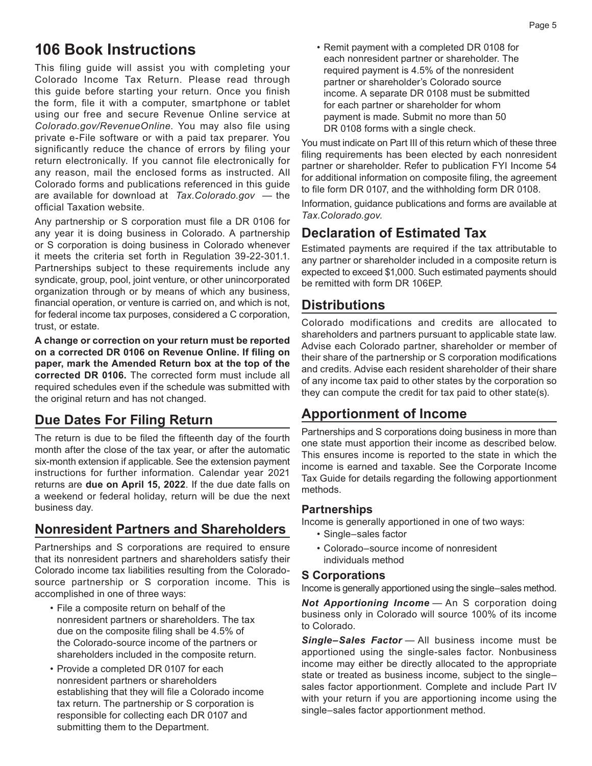# 106 Book Instructions

This filing guide will assist you with completing your Colorado Income Tax Return. Please read through this guide before starting your return. Once you finish the form, file it with a computer, smartphone or tablet using our free and secure Revenue Online service at *Colorado.gov/RevenueOnline*. You may also file using private e-File software or with a paid tax preparer. You significantly reduce the chance of errors by filing your return electronically. If you cannot file electronically for any reason, mail the enclosed forms as instructed. All Colorado forms and publications referenced in this guide are available for download at *Tax.Colorado.gov* — the official Taxation website.

Any partnership or S corporation must file a DR 0106 for any year it is doing business in Colorado. A partnership or S corporation is doing business in Colorado whenever it meets the criteria set forth in Regulation 39-22-301.1. Partnerships subject to these requirements include any syndicate, group, pool, joint venture, or other unincorporated organization through or by means of which any business, financial operation, or venture is carried on, and which is not, for federal income tax purposes, considered a C corporation, trust, or estate.

**A change or correction on your return must be reported on a corrected DR 0106 on Revenue Online. If filing on paper, mark the Amended Return box at the top of the corrected DR 0106.** The corrected form must include all required schedules even if the schedule was submitted with the original return and has not changed.

## Due Dates For Filing Return

The return is due to be filed the fifteenth day of the fourth month after the close of the tax year, or after the automatic six-month extension if applicable. See the extension payment instructions for further information. Calendar year 2021 returns are **due on April 15, 2022**. If the due date falls on a weekend or federal holiday, return will be due the next business day.

## Nonresident Partners and Shareholders

Partnerships and S corporations are required to ensure that its nonresident partners and shareholders satisfy their Colorado income tax liabilities resulting from the Colorado-source partnership or S corporation income. This is accomplished in one of three ways:

- File a composite return on behalf of the nonresident partners or shareholders. The tax due on the composite filing shall be 4.5% of the Colorado-source income of the partners or shareholders included in the composite return.
- Provide a completed DR 0107 for each nonresident partners or shareholders establishing that they will file a Colorado income tax return. The partnership or S corporation is responsible for collecting each DR 0107 and submitting them to the Department.
- Remit payment with a completed DR 0108 for each nonresident partner or shareholder. The required payment is 4.5% of the nonresident partner or shareholder's Colorado source income. A separate DR 0108 must be submitted for each partner or shareholder for whom payment is made. Submit no more than 50 DR 0108 forms with a single check.

You must indicate on Part III of this return which of these three filing requirements has been elected by each nonresident partner or shareholder. Refer to publication FYI Income 54 for additional information on composite filing, the agreement to file form DR 0107, and the withholding form DR 0108.

Information, guidance publications and forms are available at *Tax.Colorado.gov*.

## Declaration of Estimated Tax

Estimated payments are required if the tax attributable to any partner or shareholder included in a composite return is expected to exceed $1,000. Such estimated payments should be remitted with form DR 106EP.

## Distributions

Colorado modifications and credits are allocated to shareholders and partners pursuant to applicable state law. Advise each Colorado partner, shareholder or member of their share of the partnership or S corporation modifications and credits. Advise each resident shareholder of their share of any income tax paid to other states by the corporation so they can compute the credit for tax paid to other state(s).

## Apportionment of Income

Partnerships and S corporations doing business in more than one state must apportion their income as described below. This ensures income is reported to the state in which the income is earned and taxable. See the Corporate Income Tax Guide for details regarding the following apportionment methods.

### Partnerships

Income is generally apportioned in one of two ways:

- Single–sales factor
- Colorado–source income of nonresident individuals method

### S Corporations

Income is generally apportioned using the single–sales method.

***Not Apportioning Income*** — An S corporation doing business only in Colorado will source 100% of its income to Colorado.

***Single–Sales Factor*** — All business income must be apportioned using the single-sales factor. Nonbusiness income may either be directly allocated to the appropriate state or treated as business income, subject to the single–sales factor apportionment. Complete and include Part IV with your return if you are apportioning income using the single–sales factor apportionment method.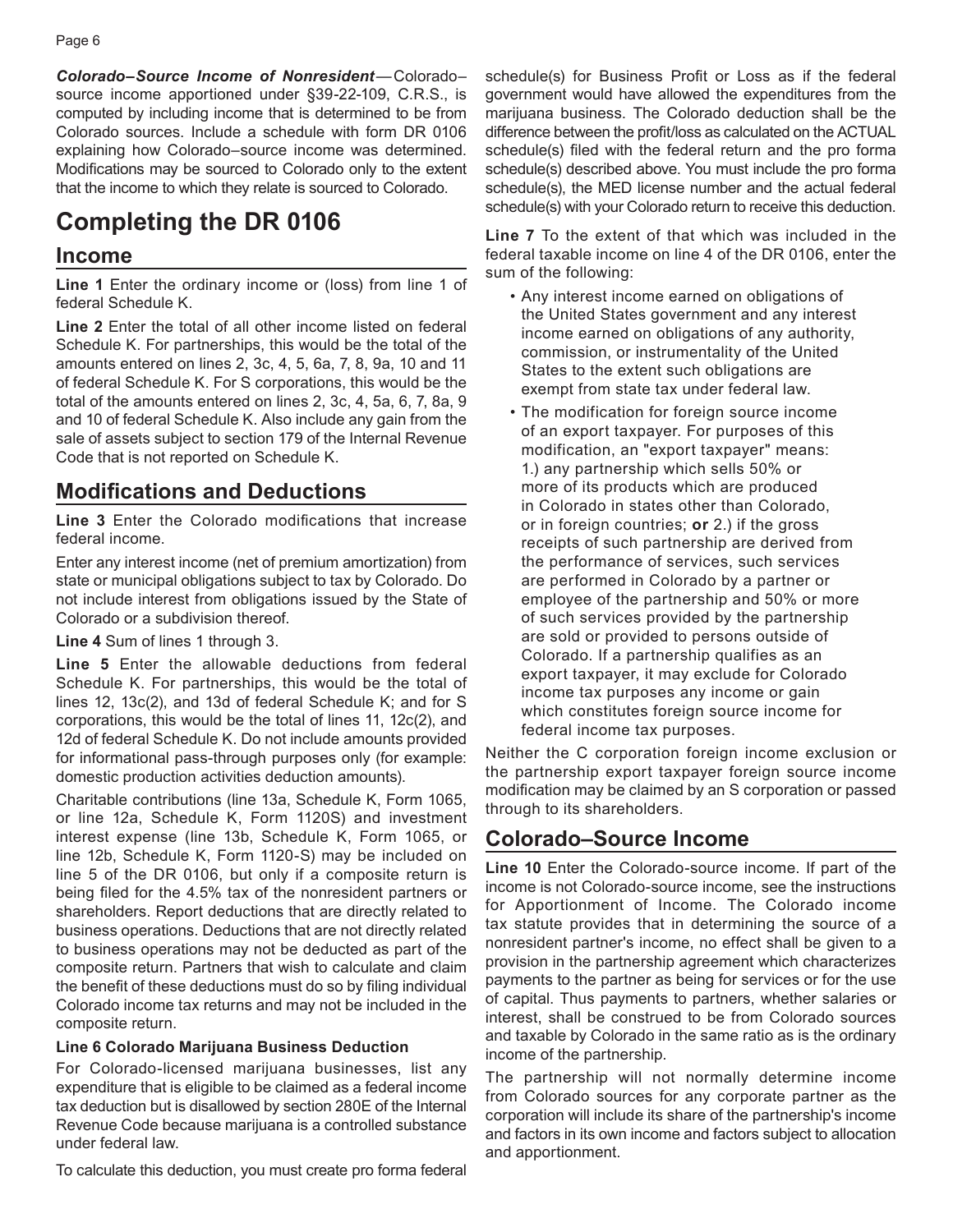***Colorado–Source Income of Nonresident*** — Colorado–source income apportioned under §39-22-109, C.R.S., is computed by including income that is determined to be from Colorado sources. Include a schedule with form DR 0106 explaining how Colorado–source income was determined. Modifications may be sourced to Colorado only to the extent that the income to which they relate is sourced to Colorado.

# Completing the DR 0106

## Income

**Line 1** Enter the ordinary income or (loss) from line 1 of federal Schedule K.

**Line 2** Enter the total of all other income listed on federal Schedule K. For partnerships, this would be the total of the amounts entered on lines 2, 3c, 4, 5, 6a, 7, 8, 9a, 10 and 11 of federal Schedule K. For S corporations, this would be the total of the amounts entered on lines 2, 3c, 4, 5a, 6, 7, 8a, 9 and 10 of federal Schedule K. Also include any gain from the sale of assets subject to section 179 of the Internal Revenue Code that is not reported on Schedule K.

## Modifications and Deductions

**Line 3** Enter the Colorado modifications that increase federal income.

Enter any interest income (net of premium amortization) from state or municipal obligations subject to tax by Colorado. Do not include interest from obligations issued by the State of Colorado or a subdivision thereof.

**Line 4** Sum of lines 1 through 3.

**Line 5** Enter the allowable deductions from federal Schedule K. For partnerships, this would be the total of lines 12, 13c(2), and 13d of federal Schedule K; and for S corporations, this would be the total of lines 11, 12c(2), and 12d of federal Schedule K. Do not include amounts provided for informational pass-through purposes only (for example: domestic production activities deduction amounts).

Charitable contributions (line 13a, Schedule K, Form 1065, or line 12a, Schedule K, Form 1120S) and investment interest expense (line 13b, Schedule K, Form 1065, or line 12b, Schedule K, Form 1120-S) may be included on line 5 of the DR 0106, but only if a composite return is being filed for the 4.5% tax of the nonresident partners or shareholders. Report deductions that are directly related to business operations. Deductions that are not directly related to business operations may not be deducted as part of the composite return. Partners that wish to calculate and claim the benefit of these deductions must do so by filing individual Colorado income tax returns and may not be included in the composite return.

**Line 6 Colorado Marijuana Business Deduction**

For Colorado-licensed marijuana businesses, list any expenditure that is eligible to be claimed as a federal income tax deduction but is disallowed by section 280E of the Internal Revenue Code because marijuana is a controlled substance under federal law.

To calculate this deduction, you must create pro forma federal schedule(s) for Business Profit or Loss as if the federal government would have allowed the expenditures from the marijuana business. The Colorado deduction shall be the difference between the profit/loss as calculated on the ACTUAL schedule(s) filed with the federal return and the pro forma schedule(s) described above. You must include the pro forma schedule(s), the MED license number and the actual federal schedule(s) with your Colorado return to receive this deduction.

**Line 7** To the extent of that which was included in the federal taxable income on line 4 of the DR 0106, enter the sum of the following:

- Any interest income earned on obligations of the United States government and any interest income earned on obligations of any authority, commission, or instrumentality of the United States to the extent such obligations are exempt from state tax under federal law.
- The modification for foreign source income of an export taxpayer. For purposes of this modification, an "export taxpayer" means: 1.) any partnership which sells 50% or more of its products which are produced in Colorado in states other than Colorado, or in foreign countries; **or** 2.) if the gross receipts of such partnership are derived from the performance of services, such services are performed in Colorado by a partner or employee of the partnership and 50% or more of such services provided by the partnership are sold or provided to persons outside of Colorado. If a partnership qualifies as an export taxpayer, it may exclude for Colorado income tax purposes any income or gain which constitutes foreign source income for federal income tax purposes.

Neither the C corporation foreign income exclusion or the partnership export taxpayer foreign source income modification may be claimed by an S corporation or passed through to its shareholders.

## Colorado–Source Income

**Line 10** Enter the Colorado-source income. If part of the income is not Colorado-source income, see the instructions for Apportionment of Income. The Colorado income tax statute provides that in determining the source of a nonresident partner's income, no effect shall be given to a provision in the partnership agreement which characterizes payments to the partner as being for services or for the use of capital. Thus payments to partners, whether salaries or interest, shall be construed to be from Colorado sources and taxable by Colorado in the same ratio as is the ordinary income of the partnership.

The partnership will not normally determine income from Colorado sources for any corporate partner as the corporation will include its share of the partnership's income and factors in its own income and factors subject to allocation and apportionment.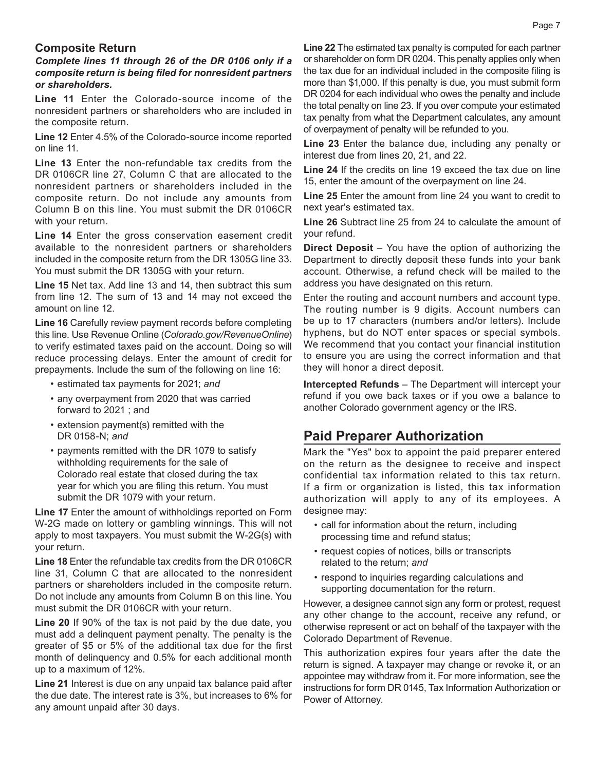## Composite Return

***Complete lines 11 through 26 of the DR 0106 only if a composite return is being filed for nonresident partners or shareholders.***

**Line 11** Enter the Colorado-source income of the nonresident partners or shareholders who are included in the composite return.

**Line 12** Enter 4.5% of the Colorado-source income reported on line 11.

**Line 13** Enter the non-refundable tax credits from the DR 0106CR line 27, Column C that are allocated to the nonresident partners or shareholders included in the composite return. Do not include any amounts from Column B on this line. You must submit the DR 0106CR with your return.

**Line 14** Enter the gross conservation easement credit available to the nonresident partners or shareholders included in the composite return from the DR 1305G line 33. You must submit the DR 1305G with your return.

**Line 15** Net tax. Add line 13 and 14, then subtract this sum from line 12. The sum of 13 and 14 may not exceed the amount on line 12.

**Line 16** Carefully review payment records before completing this line. Use Revenue Online (*Colorado.gov/RevenueOnline*) to verify estimated taxes paid on the account. Doing so will reduce processing delays. Enter the amount of credit for prepayments. Include the sum of the following on line 16:

- estimated tax payments for 2021; *and*
- any overpayment from 2020 that was carried forward to 2021 ; and
- extension payment(s) remitted with the DR 0158-N; *and*
- payments remitted with the DR 1079 to satisfy withholding requirements for the sale of Colorado real estate that closed during the tax year for which you are filing this return. You must submit the DR 1079 with your return.

**Line 17** Enter the amount of withholdings reported on Form W-2G made on lottery or gambling winnings. This will not apply to most taxpayers. You must submit the W-2G(s) with your return.

**Line 18** Enter the refundable tax credits from the DR 0106CR line 31, Column C that are allocated to the nonresident partners or shareholders included in the composite return. Do not include any amounts from Column B on this line. You must submit the DR 0106CR with your return.

**Line 20** If 90% of the tax is not paid by the due date, you must add a delinquent payment penalty. The penalty is the greater of $5 or 5% of the additional tax due for the first month of delinquency and 0.5% for each additional month up to a maximum of 12%.

**Line 21** Interest is due on any unpaid tax balance paid after the due date. The interest rate is 3%, but increases to 6% for any amount unpaid after 30 days.

**Line 22** The estimated tax penalty is computed for each partner or shareholder on form DR 0204. This penalty applies only when the tax due for an individual included in the composite filing is more than $1,000. If this penalty is due, you must submit form DR 0204 for each individual who owes the penalty and include the total penalty on line 23. If you over compute your estimated tax penalty from what the Department calculates, any amount of overpayment of penalty will be refunded to you.

**Line 23** Enter the balance due, including any penalty or interest due from lines 20, 21, and 22.

**Line 24** If the credits on line 19 exceed the tax due on line 15, enter the amount of the overpayment on line 24.

**Line 25** Enter the amount from line 24 you want to credit to next year's estimated tax.

**Line 26** Subtract line 25 from 24 to calculate the amount of your refund.

**Direct Deposit** – You have the option of authorizing the Department to directly deposit these funds into your bank account. Otherwise, a refund check will be mailed to the address you have designated on this return.

Enter the routing and account numbers and account type. The routing number is 9 digits. Account numbers can be up to 17 characters (numbers and/or letters). Include hyphens, but do NOT enter spaces or special symbols. We recommend that you contact your financial institution to ensure you are using the correct information and that they will honor a direct deposit.

**Intercepted Refunds** – The Department will intercept your refund if you owe back taxes or if you owe a balance to another Colorado government agency or the IRS.

## Paid Preparer Authorization

Mark the "Yes" box to appoint the paid preparer entered on the return as the designee to receive and inspect confidential tax information related to this tax return. If a firm or organization is listed, this tax information authorization will apply to any of its employees. A designee may:

- call for information about the return, including processing time and refund status;
- request copies of notices, bills or transcripts related to the return; *and*
- respond to inquiries regarding calculations and supporting documentation for the return.

However, a designee cannot sign any form or protest, request any other change to the account, receive any refund, or otherwise represent or act on behalf of the taxpayer with the Colorado Department of Revenue.

This authorization expires four years after the date the return is signed. A taxpayer may change or revoke it, or an appointee may withdraw from it. For more information, see the instructions for form DR 0145, Tax Information Authorization or Power of Attorney.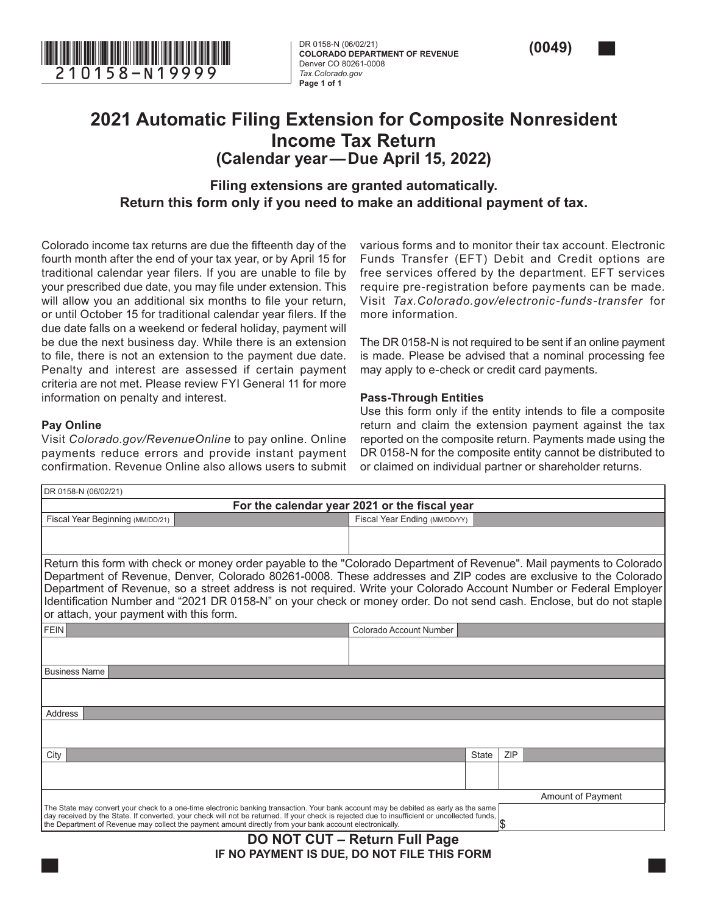210158-N19999

DR 0158-N (06/02/21)
**COLORADO DEPARTMENT OF REVENUE**
Denver CO 80261-0008
*Tax.Colorado.gov*

**(0049)**

# 2021 Automatic Filing Extension for Composite Nonresident Income Tax Return

## (Calendar year — Due April 15, 2022)

**Filing extensions are granted automatically.**
**Return this form only if you need to make an additional payment of tax.**

Colorado income tax returns are due the fifteenth day of the fourth month after the end of your tax year, or by April 15 for traditional calendar year filers. If you are unable to file by your prescribed due date, you may file under extension. This will allow you an additional six months to file your return, or until October 15 for traditional calendar year filers. If the due date falls on a weekend or federal holiday, payment will be due the next business day. While there is an extension to file, there is not an extension to the payment due date. Penalty and interest are assessed if certain payment criteria are not met. Please review FYI General 11 for more information on penalty and interest.

### Pay Online

Visit *Colorado.gov/RevenueOnline* to pay online. Online payments reduce errors and provide instant payment confirmation. Revenue Online also allows users to submit various forms and to monitor their tax account. Electronic Funds Transfer (EFT) Debit and Credit options are free services offered by the department. EFT services require pre-registration before payments can be made. Visit *Tax.Colorado.gov/electronic-funds-transfer* for more information.

The DR 0158-N is not required to be sent if an online payment is made. Please be advised that a nominal processing fee may apply to e-check or credit card payments.

### Pass-Through Entities

Use this form only if the entity intends to file a composite return and claim the extension payment against the tax reported on the composite return. Payments made using the DR 0158-N for the composite entity cannot be distributed to or claimed on individual partner or shareholder returns.

DR 0158-N (06/02/21)

| For the calendar year 2021 or the fiscal year | |
|---|---|
| Fiscal Year Beginning (MM/DD/21) | Fiscal Year Ending (MM/DD/YY) |
| | |

Return this form with check or money order payable to the "Colorado Department of Revenue". Mail payments to Colorado Department of Revenue, Denver, Colorado 80261-0008. These addresses and ZIP codes are exclusive to the Colorado Department of Revenue, so a street address is not required. Write your Colorado Account Number or Federal Employer Identification Number and "2021 DR 0158-N" on your check or money order. Do not send cash. Enclose, but do not staple or attach, your payment with this form.

| FEIN | | | Colorado Account Number |
|---|---|---|---|
| | | | |
| Business Name | | | |
| | | | |
| Address | | | |
| | | | |
| City | State | ZIP | |
| | | | |

| | Amount of Payment |
|---|---|
| The State may convert your check to a one-time electronic banking transaction. Your bank account may be debited as early as the same day received by the State. If converted, your check will not be returned. If your check is rejected due to insufficient or uncollected funds, the Department of Revenue may collect the payment amount directly from your bank account electronically. | $ |

**DO NOT CUT – Return Full Page**
**IF NO PAYMENT IS DUE, DO NOT FILE THIS FORM**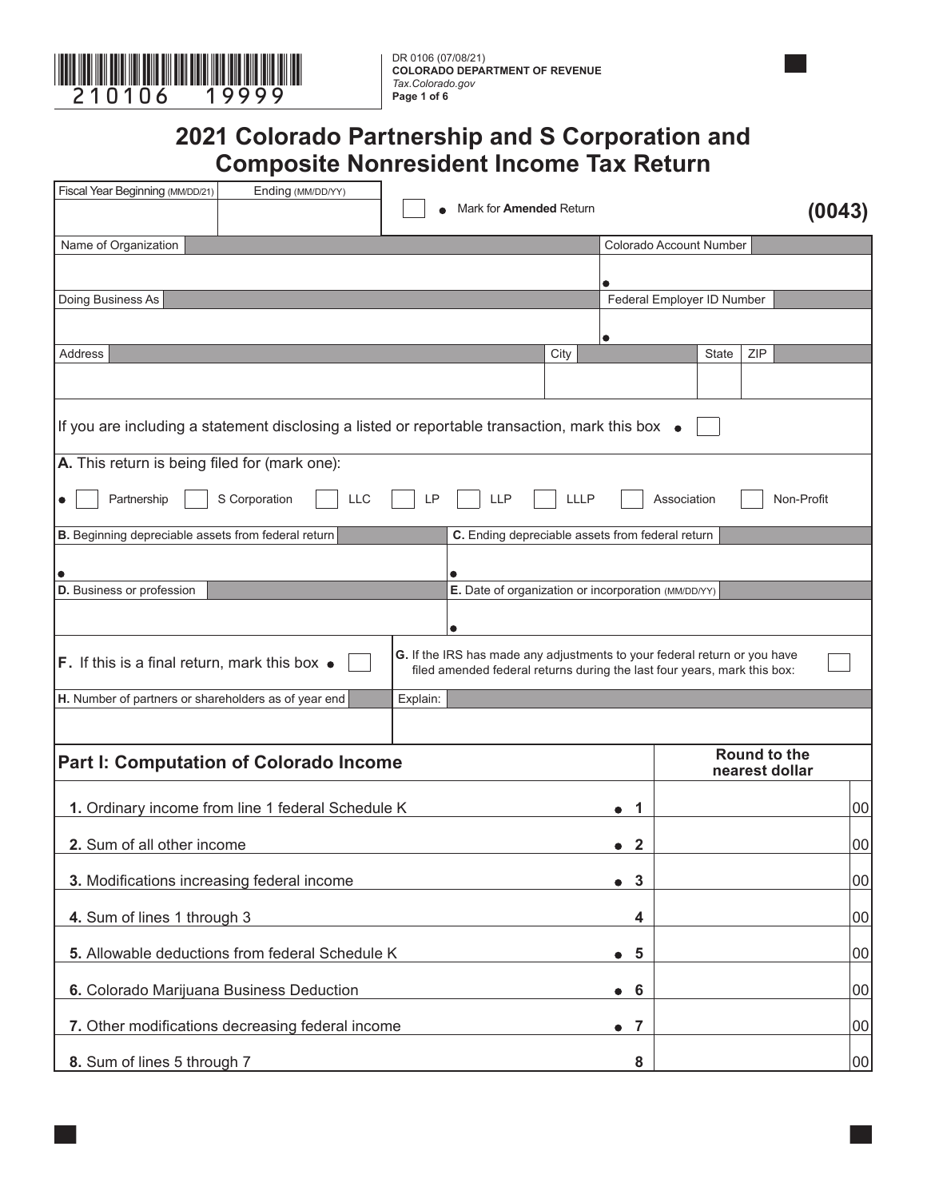210106 19999

DR 0106 (07/08/21)
**COLORADO DEPARTMENT OF REVENUE**
*Tax.Colorado.gov*
**Page 1 of 6**

# 2021 Colorado Partnership and S Corporation and Composite Nonresident Income Tax Return

| Fiscal Year Beginning (MM/DD/21) | Ending (MM/DD/YY) | Mark for **Amended** Return | **(0043)** |
|---|---|---|---|
| | | ☐ | |

| Name of Organization | Colorado Account Number |
|---|---|
| | |
| **Doing Business As** | **Federal Employer ID Number** |
| | |

| Address | City | State | ZIP |
|---|---|---|---|
| | | | |

If you are including a statement disclosing a listed or reportable transaction, mark this box ☐

**A.** This return is being filed for (mark one):

☐ Partnership ☐ S Corporation ☐ LLC ☐ LP ☐ LLP ☐ LLLP ☐ Association ☐ Non-Profit

| **B.** Beginning depreciable assets from federal return | **C.** Ending depreciable assets from federal return |
|---|---|
| | |
| **D.** Business or profession | **E.** Date of organization or incorporation (MM/DD/YY) |
| | |
| **F.** If this is a final return, mark this box ☐ | **G.** If the IRS has made any adjustments to your federal return or you have filed amended federal returns during the last four years, mark this box: ☐ |
| **H.** Number of partners or shareholders as of year end | Explain: |
| | |

## Part I: Computation of Colorado Income

| | | Round to the nearest dollar |
|---|---|---|
| **1.** Ordinary income from line 1 federal Schedule K | 1 | 00 |
| **2.** Sum of all other income | 2 | 00 |
| **3.** Modifications increasing federal income | 3 | 00 |
| **4.** Sum of lines 1 through 3 | 4 | 00 |
| **5.** Allowable deductions from federal Schedule K | 5 | 00 |
| **6.** Colorado Marijuana Business Deduction | 6 | 00 |
| **7.** Other modifications decreasing federal income | 7 | 00 |
| **8.** Sum of lines 5 through 7 | 8 | 00 |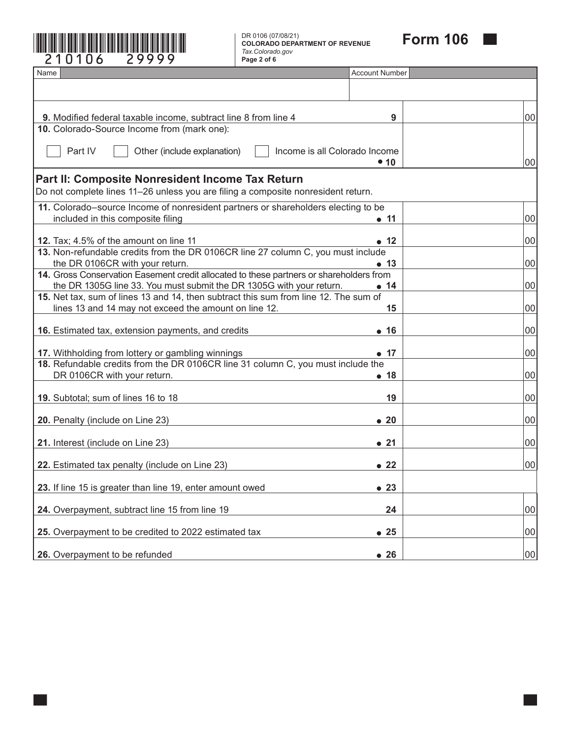210106 29999

DR 0106 (07/08/21)
**COLORADO DEPARTMENT OF REVENUE**
*Tax.Colorado.gov*
**Page 2 of 6**

# Form 106

| Name | Account Number |
|---|---|
| | |

| Line | | Amount |
|---|---|---|
| **9.** Modified federal taxable income, subtract line 8 from line 4 | 9 | 00 |
| **10.** Colorado-Source Income from (mark one): ☐ Part IV ☐ Other (include explanation) ☐ Income is all Colorado Income | ● 10 | 00 |

## Part II: Composite Nonresident Income Tax Return

Do not complete lines 11–26 unless you are filing a composite nonresident return.

| Line | | Amount |
|---|---|---|
| **11.** Colorado–source Income of nonresident partners or shareholders electing to be included in this composite filing | ● 11 | 00 |
| **12.** Tax; 4.5% of the amount on line 11 | ● 12 | 00 |
| **13.** Non-refundable credits from the DR 0106CR line 27 column C, you must include the DR 0106CR with your return. | ● 13 | 00 |
| **14.** Gross Conservation Easement credit allocated to these partners or shareholders from the DR 1305G line 33. You must submit the DR 1305G with your return. | ● 14 | 00 |
| **15.** Net tax, sum of lines 13 and 14, then subtract this sum from line 12. The sum of lines 13 and 14 may not exceed the amount on line 12. | 15 | 00 |
| **16.** Estimated tax, extension payments, and credits | ● 16 | 00 |
| **17.** Withholding from lottery or gambling winnings | ● 17 | 00 |
| **18.** Refundable credits from the DR 0106CR line 31 column C, you must include the DR 0106CR with your return. | ● 18 | 00 |
| **19.** Subtotal; sum of lines 16 to 18 | 19 | 00 |
| **20.** Penalty (include on Line 23) | ● 20 | 00 |
| **21.** Interest (include on Line 23) | ● 21 | 00 |
| **22.** Estimated tax penalty (include on Line 23) | ● 22 | 00 |
| **23.** If line 15 is greater than line 19, enter amount owed | ● 23 | |
| **24.** Overpayment, subtract line 15 from line 19 | 24 | 00 |
| **25.** Overpayment to be credited to 2022 estimated tax | ● 25 | 00 |
| **26.** Overpayment to be refunded | ● 26 | 00 |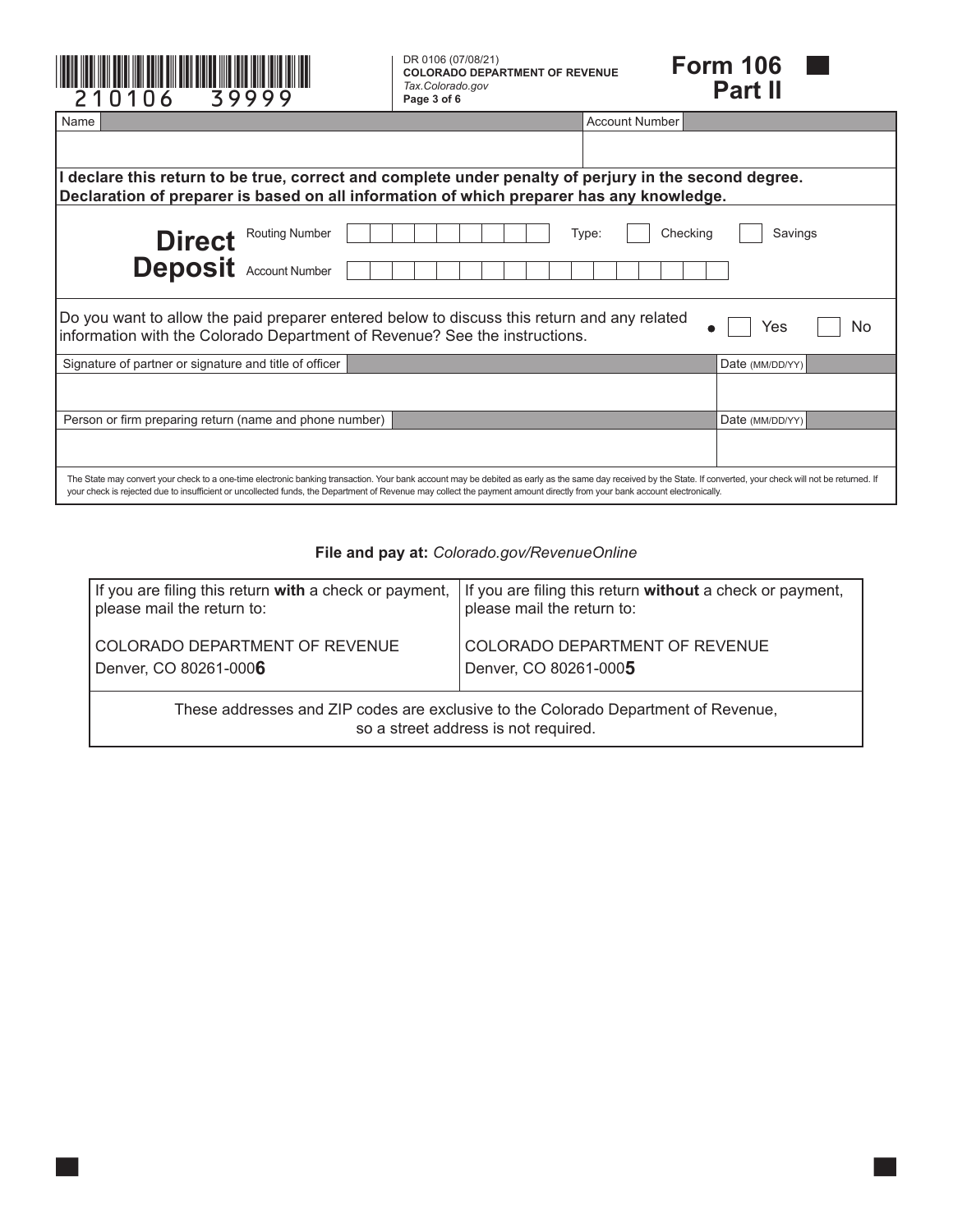210106 39999

DR 0106 (07/08/21)
**COLORADO DEPARTMENT OF REVENUE**
*Tax.Colorado.gov*
**Page 3 of 6**

# Form 106 Part II

| Name | Account Number |
|---|---|
| | |

**I declare this return to be true, correct and complete under penalty of perjury in the second degree. Declaration of preparer is based on all information of which preparer has any knowledge.**

**Direct Deposit**

Routing Number ☐☐☐☐☐☐☐☐☐ Type: ☐ Checking ☐ Savings

Account Number ☐☐☐☐☐☐☐☐☐☐☐☐☐☐☐☐☐

Do you want to allow the paid preparer entered below to discuss this return and any related information with the Colorado Department of Revenue? See the instructions. • ☐ Yes ☐ No

| Signature of partner or signature and title of officer | Date (MM/DD/YY) |
|---|---|
| | |
| **Person or firm preparing return (name and phone number)** | **Date (MM/DD/YY)** |
| | |

The State may convert your check to a one-time electronic banking transaction. Your bank account may be debited as early as the same day received by the State. If converted, your check will not be returned. If your check is rejected due to insufficient or uncollected funds, the Department of Revenue may collect the payment amount directly from your bank account electronically.

**File and pay at:** *Colorado.gov/RevenueOnline*

| If you are filing this return **with** a check or payment, please mail the return to: | If you are filing this return **without** a check or payment, please mail the return to: |
|---|---|
| COLORADO DEPARTMENT OF REVENUE<br>Denver, CO 80261-000**6** | COLORADO DEPARTMENT OF REVENUE<br>Denver, CO 80261-000**5** |

These addresses and ZIP codes are exclusive to the Colorado Department of Revenue, so a street address is not required.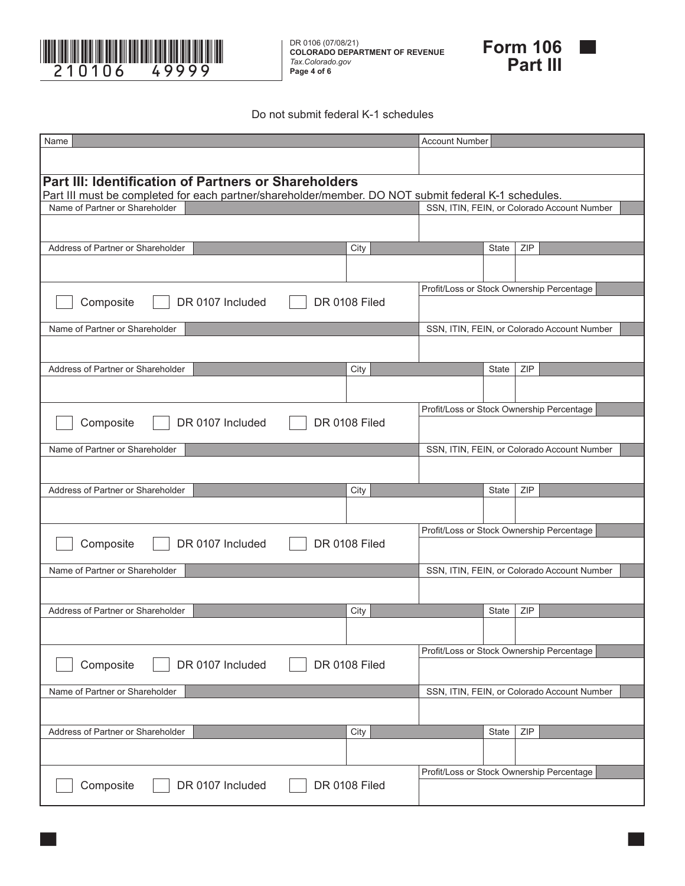210106 49999

DR 0106 (07/08/21)
**COLORADO DEPARTMENT OF REVENUE**
*Tax.Colorado.gov*

# Form 106 Part III

Do not submit federal K-1 schedules

| Name | Account Number |
|---|---|
| | |

## Part III: Identification of Partners or Shareholders

Part III must be completed for each partner/shareholder/member. DO NOT submit federal K-1 schedules.

| Name of Partner or Shareholder | | | SSN, ITIN, FEIN, or Colorado Account Number |
|---|---|---|---|
| | | | |
| **Address of Partner or Shareholder** | **City** | **State** | **ZIP** |
| | | | |
| ☐ Composite ☐ DR 0107 Included ☐ DR 0108 Filed | | | **Profit/Loss or Stock Ownership Percentage** |
| | | | |

| Name of Partner or Shareholder | | | SSN, ITIN, FEIN, or Colorado Account Number |
|---|---|---|---|
| | | | |
| **Address of Partner or Shareholder** | **City** | **State** | **ZIP** |
| | | | |
| ☐ Composite ☐ DR 0107 Included ☐ DR 0108 Filed | | | **Profit/Loss or Stock Ownership Percentage** |
| | | | |

| Name of Partner or Shareholder | | | SSN, ITIN, FEIN, or Colorado Account Number |
|---|---|---|---|
| | | | |
| **Address of Partner or Shareholder** | **City** | **State** | **ZIP** |
| | | | |
| ☐ Composite ☐ DR 0107 Included ☐ DR 0108 Filed | | | **Profit/Loss or Stock Ownership Percentage** |
| | | | |

| Name of Partner or Shareholder | | | SSN, ITIN, FEIN, or Colorado Account Number |
|---|---|---|---|
| | | | |
| **Address of Partner or Shareholder** | **City** | **State** | **ZIP** |
| | | | |
| ☐ Composite ☐ DR 0107 Included ☐ DR 0108 Filed | | | **Profit/Loss or Stock Ownership Percentage** |
| | | | |

| Name of Partner or Shareholder | | | SSN, ITIN, FEIN, or Colorado Account Number |
|---|---|---|---|
| | | | |
| **Address of Partner or Shareholder** | **City** | **State** | **ZIP** |
| | | | |
| ☐ Composite ☐ DR 0107 Included ☐ DR 0108 Filed | | | **Profit/Loss or Stock Ownership Percentage** |
| | | | |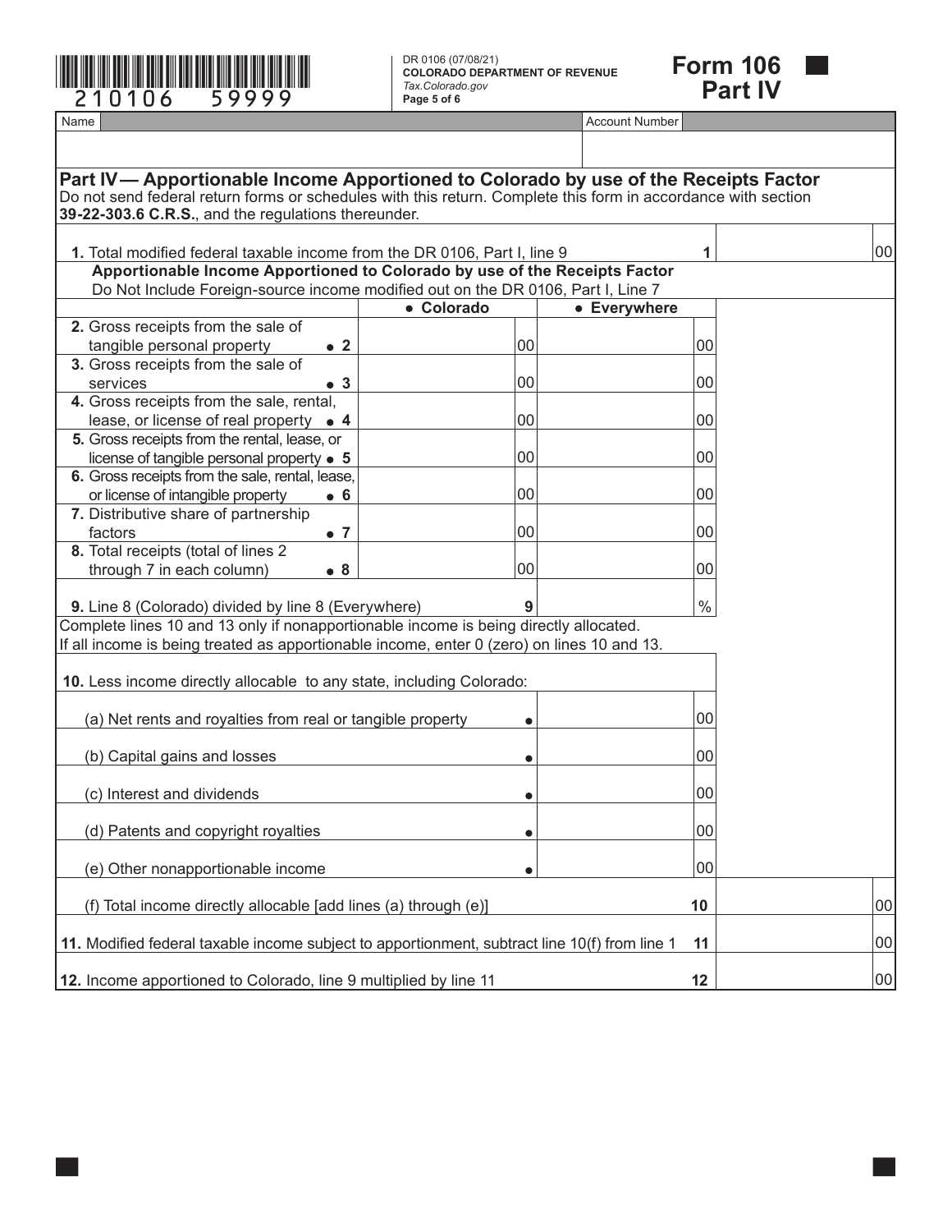210106 59999

DR 0106 (07/08/21)
**COLORADO DEPARTMENT OF REVENUE**
*Tax.Colorado.gov*

# Form 106 Part IV

| Name | Account Number |
|---|---|
| | |

## Part IV — Apportionable Income Apportioned to Colorado by use of the Receipts Factor

Do not send federal return forms or schedules with this return. Complete this form in accordance with section **39-22-303.6 C.R.S.**, and the regulations thereunder.

| | | |
|---|---|---|
| **1.** Total modified federal taxable income from the DR 0106, Part I, line 9 | 1 | 00 |

**Apportionable Income Apportioned to Colorado by use of the Receipts Factor**
Do Not Include Foreign-source income modified out on the DR 0106, Part I, Line 7

| | • Colorado | • Everywhere |
|---|---|---|
| **2.** Gross receipts from the sale of tangible personal property • 2 | 00 | 00 |
| **3.** Gross receipts from the sale of services • 3 | 00 | 00 |
| **4.** Gross receipts from the sale, rental, lease, or license of real property • 4 | 00 | 00 |
| **5.** Gross receipts from the rental, lease, or license of tangible personal property • 5 | 00 | 00 |
| **6.** Gross receipts from the sale, rental, lease, or license of intangible property • 6 | 00 | 00 |
| **7.** Distributive share of partnership factors • 7 | 00 | 00 |
| **8.** Total receipts (total of lines 2 through 7 in each column) • 8 | 00 | 00 |
| **9.** Line 8 (Colorado) divided by line 8 (Everywhere) 9 | | % |

Complete lines 10 and 13 only if nonapportionable income is being directly allocated.
If all income is being treated as apportionable income, enter 0 (zero) on lines 10 and 13.

**10.** Less income directly allocable to any state, including Colorado:

| | | | |
|---|---|---|---|
| (a) Net rents and royalties from real or tangible property | • | 00 | |
| (b) Capital gains and losses | • | 00 | |
| (c) Interest and dividends | • | 00 | |
| (d) Patents and copyright royalties | • | 00 | |
| (e) Other nonapportionable income | • | 00 | |
| (f) Total income directly allocable [add lines (a) through (e)] | 10 | | 00 |
| **11.** Modified federal taxable income subject to apportionment, subtract line 10(f) from line 1 | 11 | | 00 |
| **12.** Income apportioned to Colorado, line 9 multiplied by line 11 | 12 | | 00 |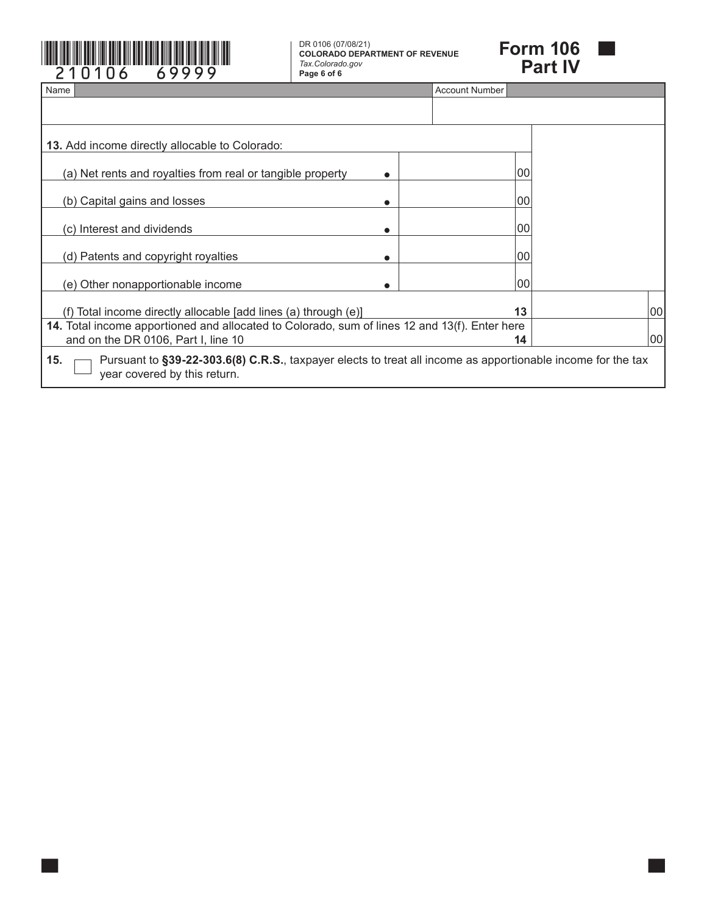DR 0106 (07/08/21)
**COLORADO DEPARTMENT OF REVENUE**
*Tax.Colorado.gov*

# Form 106 Part IV

| Name | Account Number |
|---|---|
| | |

**13.** Add income directly allocable to Colorado:

| | | |
|---|---|---|
| (a) Net rents and royalties from real or tangible property | | 00 |
| (b) Capital gains and losses | | 00 |
| (c) Interest and dividends | | 00 |
| (d) Patents and copyright royalties | | 00 |
| (e) Other nonapportionable income | | 00 |
| (f) Total income directly allocable [add lines (a) through (e)] | **13** | 00 |
| **14.** Total income apportioned and allocated to Colorado, sum of lines 12 and 13(f). Enter here and on the DR 0106, Part I, line 10 | **14** | 00 |

**15.** ☐ Pursuant to **§39-22-303.6(8) C.R.S.**, taxpayer elects to treat all income as apportionable income for the tax year covered by this return.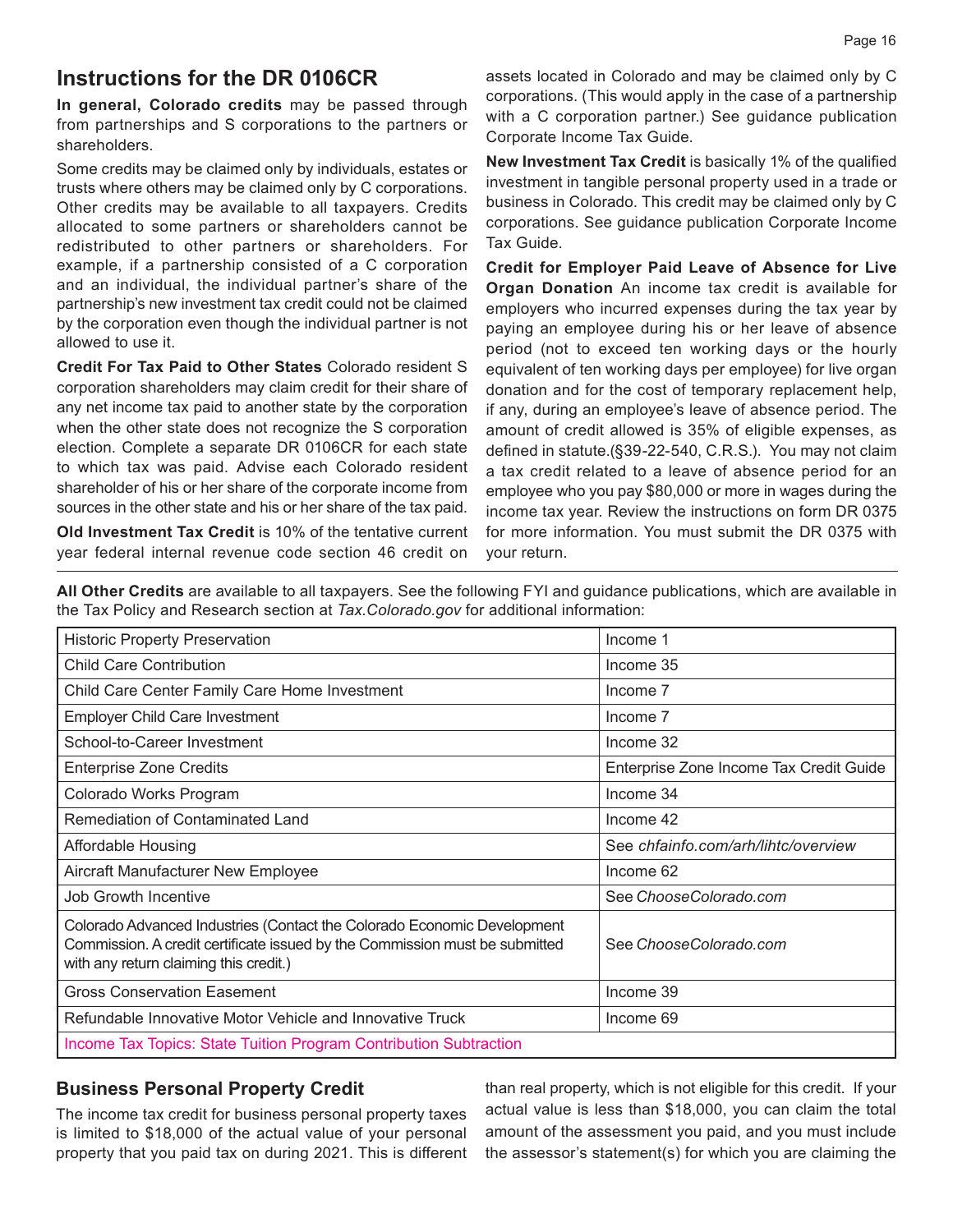## Instructions for the DR 0106CR

**In general, Colorado credits** may be passed through from partnerships and S corporations to the partners or shareholders.

Some credits may be claimed only by individuals, estates or trusts where others may be claimed only by C corporations. Other credits may be available to all taxpayers. Credits allocated to some partners or shareholders cannot be redistributed to other partners or shareholders. For example, if a partnership consisted of a C corporation and an individual, the individual partner's share of the partnership's new investment tax credit could not be claimed by the corporation even though the individual partner is not allowed to use it.

**Credit For Tax Paid to Other States** Colorado resident S corporation shareholders may claim credit for their share of any net income tax paid to another state by the corporation when the other state does not recognize the S corporation election. Complete a separate DR 0106CR for each state to which tax was paid. Advise each Colorado resident shareholder of his or her share of the corporate income from sources in the other state and his or her share of the tax paid.

**Old Investment Tax Credit** is 10% of the tentative current year federal internal revenue code section 46 credit on assets located in Colorado and may be claimed only by C corporations. (This would apply in the case of a partnership with a C corporation partner.) See guidance publication Corporate Income Tax Guide.

**New Investment Tax Credit** is basically 1% of the qualified investment in tangible personal property used in a trade or business in Colorado. This credit may be claimed only by C corporations. See guidance publication Corporate Income Tax Guide.

**Credit for Employer Paid Leave of Absence for Live Organ Donation** An income tax credit is available for employers who incurred expenses during the tax year by paying an employee during his or her leave of absence period (not to exceed ten working days or the hourly equivalent of ten working days per employee) for live organ donation and for the cost of temporary replacement help, if any, during an employee's leave of absence period. The amount of credit allowed is 35% of eligible expenses, as defined in statute.(§39-22-540, C.R.S.). You may not claim a tax credit related to a leave of absence period for an employee who you pay $80,000 or more in wages during the income tax year. Review the instructions on form DR 0375 for more information. You must submit the DR 0375 with your return.

**All Other Credits** are available to all taxpayers. See the following FYI and guidance publications, which are available in the Tax Policy and Research section at *Tax.Colorado.gov* for additional information:

| Credit | Publication |
|---|---|
| Historic Property Preservation | Income 1 |
| Child Care Contribution | Income 35 |
| Child Care Center Family Care Home Investment | Income 7 |
| Employer Child Care Investment | Income 7 |
| School-to-Career Investment | Income 32 |
| Enterprise Zone Credits | Enterprise Zone Income Tax Credit Guide |
| Colorado Works Program | Income 34 |
| Remediation of Contaminated Land | Income 42 |
| Affordable Housing | See *chfainfo.com/arh/lihtc/overview* |
| Aircraft Manufacturer New Employee | Income 62 |
| Job Growth Incentive | See *ChooseColorado.com* |
| Colorado Advanced Industries (Contact the Colorado Economic Development Commission. A credit certificate issued by the Commission must be submitted with any return claiming this credit.) | See *ChooseColorado.com* |
| Gross Conservation Easement | Income 39 |
| Refundable Innovative Motor Vehicle and Innovative Truck | Income 69 |
| Income Tax Topics: State Tuition Program Contribution Subtraction | |

### Business Personal Property Credit

The income tax credit for business personal property taxes is limited to $18,000 of the actual value of your personal property that you paid tax on during 2021. This is different than real property, which is not eligible for this credit. If your actual value is less than $18,000, you can claim the total amount of the assessment you paid, and you must include the assessor's statement(s) for which you are claiming the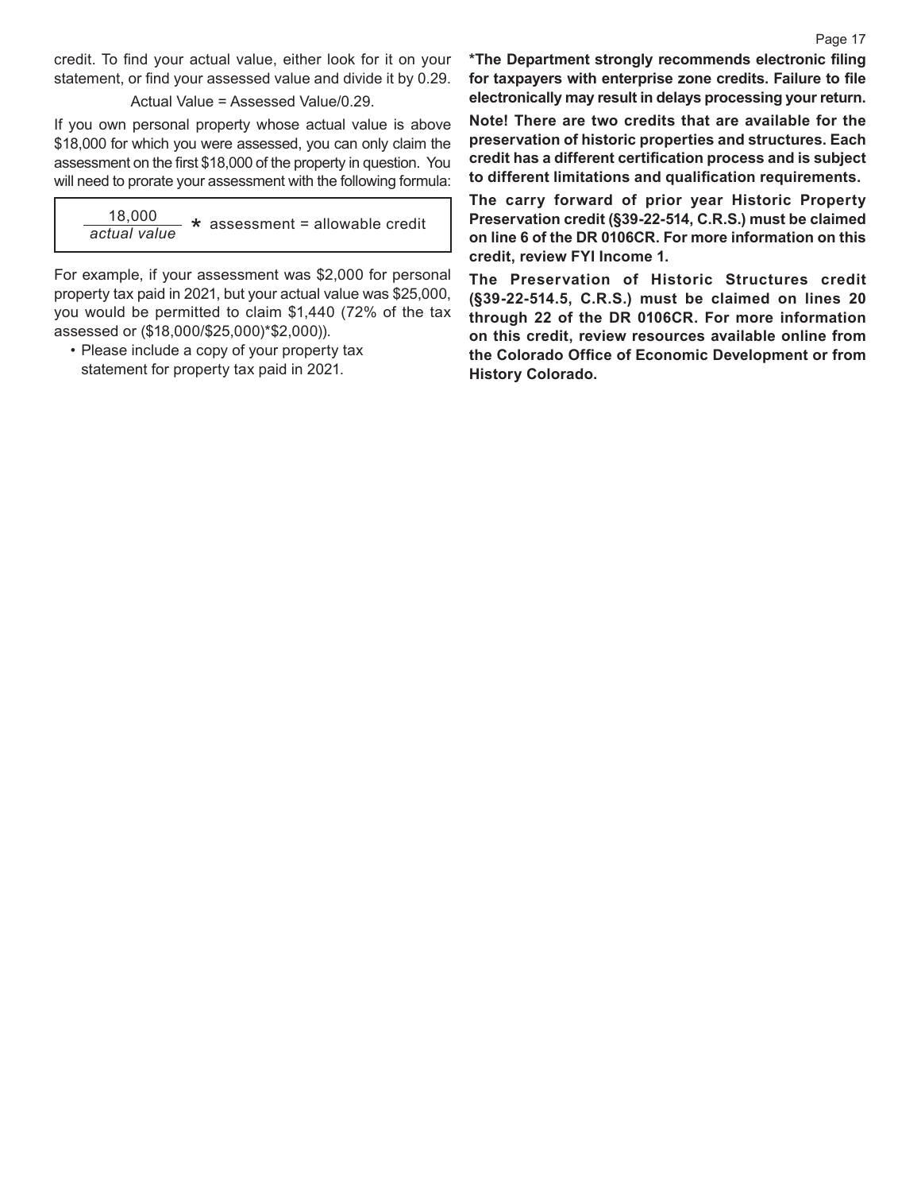credit. To find your actual value, either look for it on your statement, or find your assessed value and divide it by 0.29.

Actual Value = Assessed Value/0.29.

If you own personal property whose actual value is above $18,000 for which you were assessed, you can only claim the assessment on the first $18,000 of the property in question. You will need to prorate your assessment with the following formula:

$$\frac{18{,}000}{\textit{actual value}} * \text{assessment} = \text{allowable credit}$$

For example, if your assessment was $2,000 for personal property tax paid in 2021, but your actual value was $25,000, you would be permitted to claim $1,440 (72% of the tax assessed or ($18,000/$25,000)*$2,000)).

- Please include a copy of your property tax statement for property tax paid in 2021.

**\*The Department strongly recommends electronic filing for taxpayers with enterprise zone credits. Failure to file electronically may result in delays processing your return.**

**Note! There are two credits that are available for the preservation of historic properties and structures. Each credit has a different certification process and is subject to different limitations and qualification requirements.**

**The carry forward of prior year Historic Property Preservation credit (§39-22-514, C.R.S.) must be claimed on line 6 of the DR 0106CR. For more information on this credit, review FYI Income 1.**

**The Preservation of Historic Structures credit (§39-22-514.5, C.R.S.) must be claimed on lines 20 through 22 of the DR 0106CR. For more information on this credit, review resources available online from the Colorado Office of Economic Development or from History Colorado.**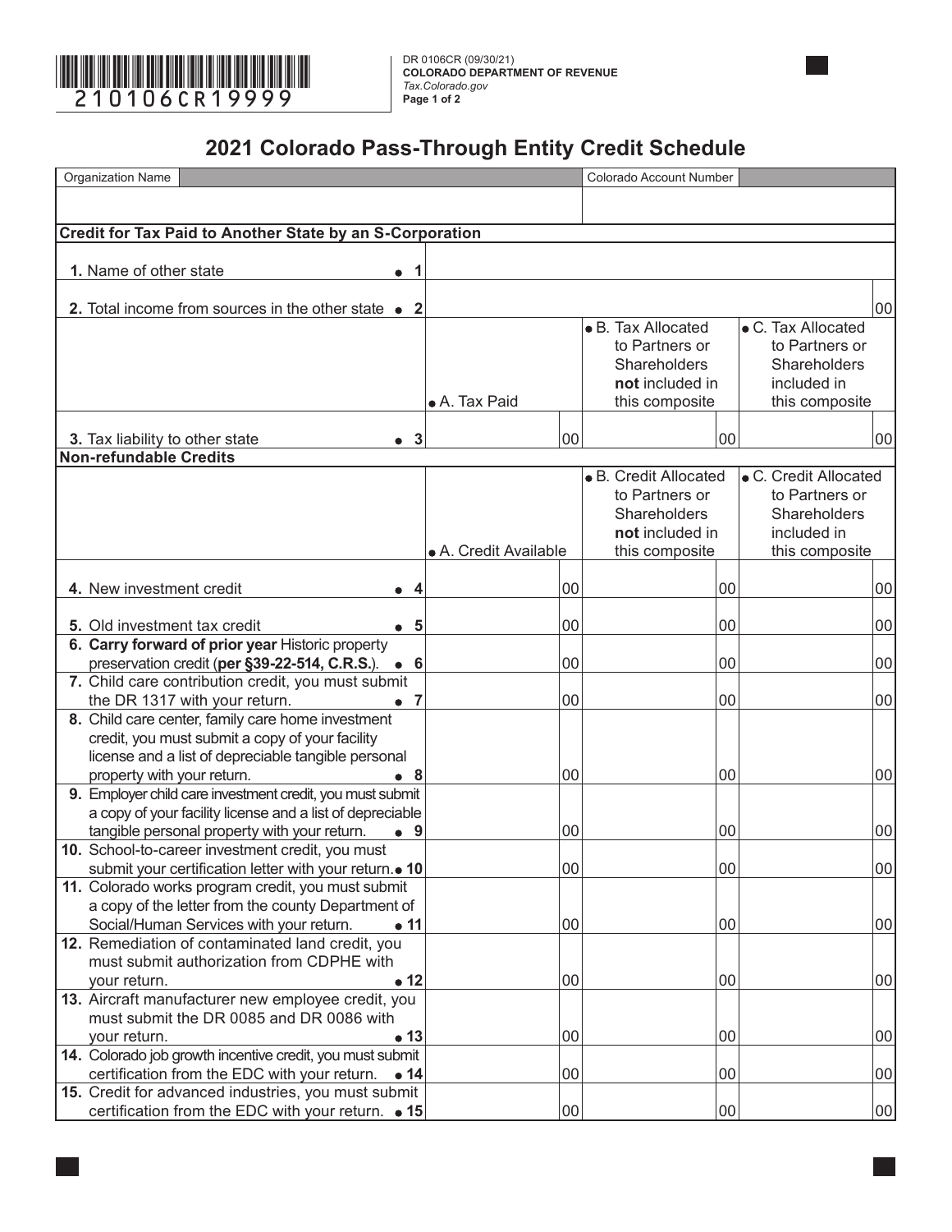DR 0106CR (09/30/21)
**COLORADO DEPARTMENT OF REVENUE**
*Tax.Colorado.gov*

210106CR19999

# 2021 Colorado Pass-Through Entity Credit Schedule

| Organization Name | Colorado Account Number |
|---|---|
| | |

**Credit for Tax Paid to Another State by an S-Corporation**

| | | | |
|---|---|---|---|
| **1.** Name of other state ● 1 | | | |
| **2.** Total income from sources in the other state ● 2 | | | 00 |
| | ● A. Tax Paid | ● B. Tax Allocated to Partners or Shareholders **not** included in this composite | ● C. Tax Allocated to Partners or Shareholders included in this composite |
| **3.** Tax liability to other state ● 3 | 00 | 00 | 00 |

**Non-refundable Credits**

| | ● A. Credit Available | ● B. Credit Allocated to Partners or Shareholders **not** included in this composite | ● C. Credit Allocated to Partners or Shareholders included in this composite |
|---|---|---|---|
| **4.** New investment credit ● 4 | 00 | 00 | 00 |
| **5.** Old investment tax credit ● 5 | 00 | 00 | 00 |
| **6. Carry forward of prior year** Historic property preservation credit (**per §39-22-514, C.R.S.**). ● 6 | 00 | 00 | 00 |
| **7.** Child care contribution credit, you must submit the DR 1317 with your return. ● 7 | 00 | 00 | 00 |
| **8.** Child care center, family care home investment credit, you must submit a copy of your facility license and a list of depreciable tangible personal property with your return. ● 8 | 00 | 00 | 00 |
| **9.** Employer child care investment credit, you must submit a copy of your facility license and a list of depreciable tangible personal property with your return. ● 9 | 00 | 00 | 00 |
| **10.** School-to-career investment credit, you must submit your certification letter with your return. ● 10 | 00 | 00 | 00 |
| **11.** Colorado works program credit, you must submit a copy of the letter from the county Department of Social/Human Services with your return. ● 11 | 00 | 00 | 00 |
| **12.** Remediation of contaminated land credit, you must submit authorization from CDPHE with your return. ● 12 | 00 | 00 | 00 |
| **13.** Aircraft manufacturer new employee credit, you must submit the DR 0085 and DR 0086 with your return. ● 13 | 00 | 00 | 00 |
| **14.** Colorado job growth incentive credit, you must submit certification from the EDC with your return. ● 14 | 00 | 00 | 00 |
| **15.** Credit for advanced industries, you must submit certification from the EDC with your return. ● 15 | 00 | 00 | 00 |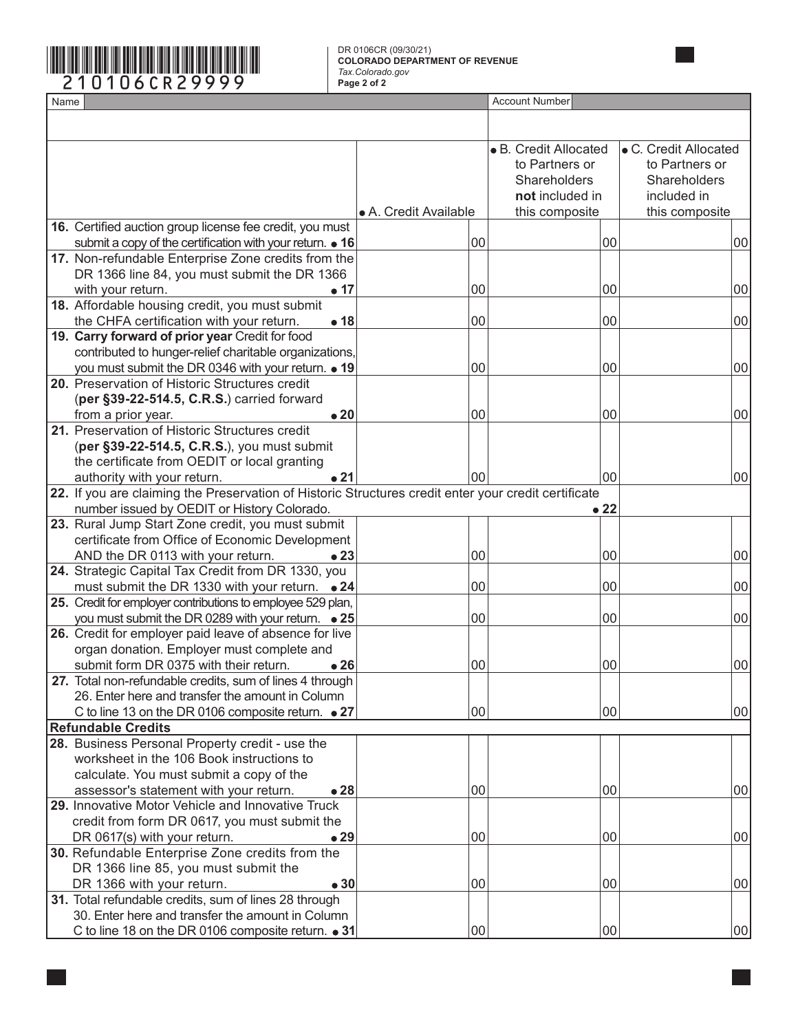210106CR29999

DR 0106CR (09/30/21)
**COLORADO DEPARTMENT OF REVENUE**
*Tax.Colorado.gov*
**Page 2 of 2**

| Name | | Account Number | |
|---|---|---|---|

| | A. Credit Available | B. Credit Allocated to Partners or Shareholders **not** included in this composite | C. Credit Allocated to Partners or Shareholders included in this composite |
|---|---|---|---|
| 16. Certified auction group license fee credit, you must submit a copy of the certification with your return. 16 | 00 | 00 | 00 |
| 17. Non-refundable Enterprise Zone credits from the DR 1366 line 84, you must submit the DR 1366 with your return. 17 | 00 | 00 | 00 |
| 18. Affordable housing credit, you must submit the CHFA certification with your return. 18 | 00 | 00 | 00 |
| 19. **Carry forward of prior year** Credit for food contributed to hunger-relief charitable organizations, you must submit the DR 0346 with your return. 19 | 00 | 00 | 00 |
| 20. Preservation of Historic Structures credit (**per §39-22-514.5, C.R.S.**) carried forward from a prior year. 20 | 00 | 00 | 00 |
| 21. Preservation of Historic Structures credit (**per §39-22-514.5, C.R.S.**), you must submit the certificate from OEDIT or local granting authority with your return. 21 | 00 | 00 | 00 |
| 22. If you are claiming the Preservation of Historic Structures credit enter your credit certificate number issued by OEDIT or History Colorado. | | 22 | |
| 23. Rural Jump Start Zone credit, you must submit certificate from Office of Economic Development AND the DR 0113 with your return. 23 | 00 | 00 | 00 |
| 24. Strategic Capital Tax Credit from DR 1330, you must submit the DR 1330 with your return. 24 | 00 | 00 | 00 |
| 25. Credit for employer contributions to employee 529 plan, you must submit the DR 0289 with your return. 25 | 00 | 00 | 00 |
| 26. Credit for employer paid leave of absence for live organ donation. Employer must complete and submit form DR 0375 with their return. 26 | 00 | 00 | 00 |
| 27. Total non-refundable credits, sum of lines 4 through 26. Enter here and transfer the amount in Column C to line 13 on the DR 0106 composite return. 27 | 00 | 00 | 00 |
| **Refundable Credits** | | | |
| 28. Business Personal Property credit - use the worksheet in the 106 Book instructions to calculate. You must submit a copy of the assessor's statement with your return. 28 | 00 | 00 | 00 |
| 29. Innovative Motor Vehicle and Innovative Truck credit from form DR 0617, you must submit the DR 0617(s) with your return. 29 | 00 | 00 | 00 |
| 30. Refundable Enterprise Zone credits from the DR 1366 line 85, you must submit the DR 1366 with your return. 30 | 00 | 00 | 00 |
| 31. Total refundable credits, sum of lines 28 through 30. Enter here and transfer the amount in Column C to line 18 on the DR 0106 composite return. 31 | 00 | 00 | 00 |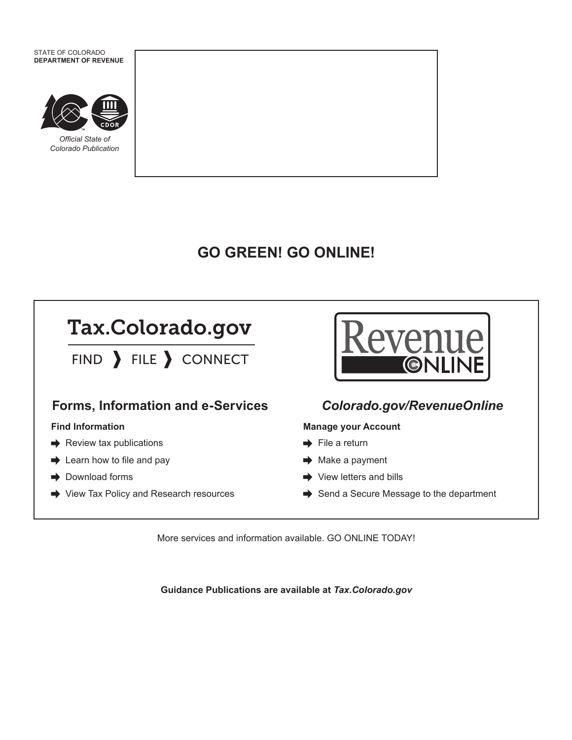STATE OF COLORADO
**DEPARTMENT OF REVENUE**

*Official State of Colorado Publication*

# GO GREEN! GO ONLINE!

## Tax.Colorado.gov

FIND ❱ FILE ❱ CONNECT

### Forms, Information and e-Services

**Find Information**

- Review tax publications
- Learn how to file and pay
- Download forms
- View Tax Policy and Research resources

## Revenue Online

### *Colorado.gov/RevenueOnline*

**Manage your Account**

- File a return
- Make a payment
- View letters and bills
- Send a Secure Message to the department

More services and information available. GO ONLINE TODAY!

**Guidance Publications are available at *Tax.Colorado.gov***